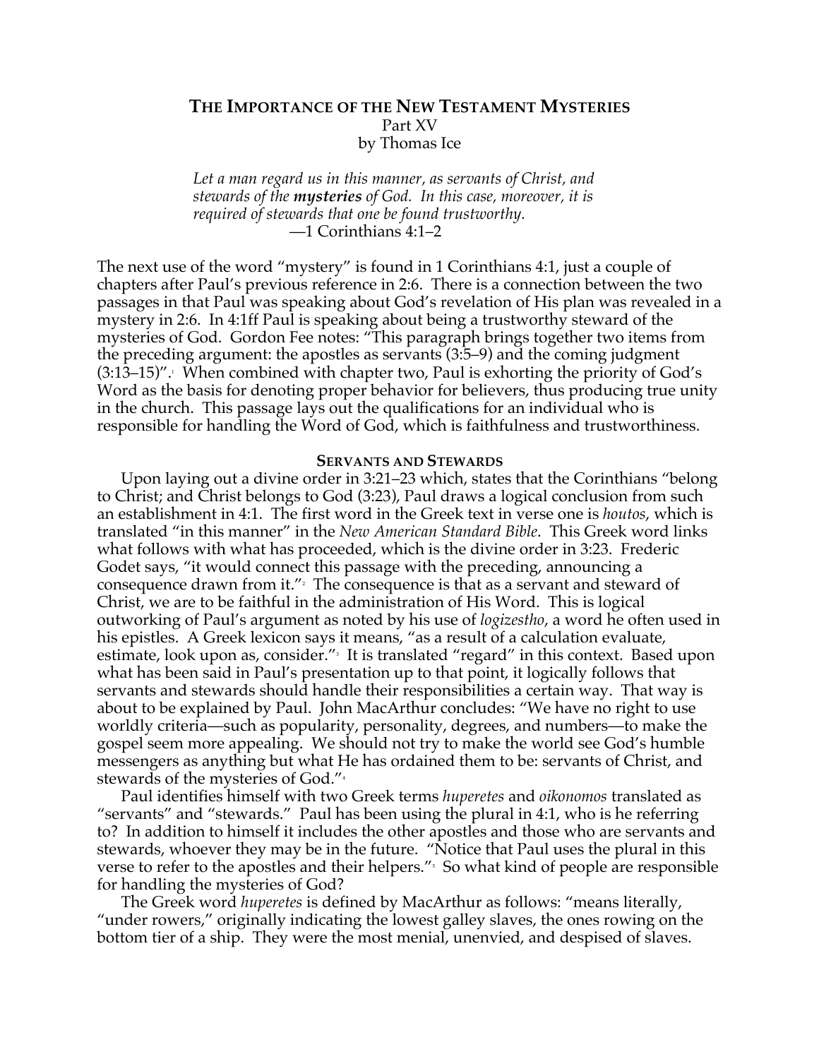# The Importance of the New Testament Mysteries

Part XV

by Thomas Ice

> *Let a man regard us in this manner, as servants of Christ, and stewards of the **mysteries** of God. In this case, moreover, it is required of stewards that one be found trustworthy.*
>
> —1 Corinthians 4:1–2

The next use of the word "mystery" is found in 1 Corinthians 4:1, just a couple of chapters after Paul's previous reference in 2:6. There is a connection between the two passages in that Paul was speaking about God's revelation of His plan was revealed in a mystery in 2:6. In 4:1ff Paul is speaking about being a trustworthy steward of the mysteries of God. Gordon Fee notes: "This paragraph brings together two items from the preceding argument: the apostles as servants (3:5–9) and the coming judgment (3:13–15)".[1] When combined with chapter two, Paul is exhorting the priority of God's Word as the basis for denoting proper behavior for believers, thus producing true unity in the church. This passage lays out the qualifications for an individual who is responsible for handling the Word of God, which is faithfulness and trustworthiness.

## Servants and Stewards

Upon laying out a divine order in 3:21–23 which, states that the Corinthians "belong to Christ; and Christ belongs to God (3:23), Paul draws a logical conclusion from such an establishment in 4:1. The first word in the Greek text in verse one is *houtos*, which is translated "in this manner" in the *New American Standard Bible*. This Greek word links what follows with what has proceeded, which is the divine order in 3:23. Frederic Godet says, "it would connect this passage with the preceding, announcing a consequence drawn from it."[2] The consequence is that as a servant and steward of Christ, we are to be faithful in the administration of His Word. This is logical outworking of Paul's argument as noted by his use of *logizestho*, a word he often used in his epistles. A Greek lexicon says it means, "as a result of a calculation evaluate, estimate, look upon as, consider."[3] It is translated "regard" in this context. Based upon what has been said in Paul's presentation up to that point, it logically follows that servants and stewards should handle their responsibilities a certain way. That way is about to be explained by Paul. John MacArthur concludes: "We have no right to use worldly criteria—such as popularity, personality, degrees, and numbers—to make the gospel seem more appealing. We should not try to make the world see God's humble messengers as anything but what He has ordained them to be: servants of Christ, and stewards of the mysteries of God."[4]

Paul identifies himself with two Greek terms *huperetes* and *oikonomos* translated as "servants" and "stewards." Paul has been using the plural in 4:1, who is he referring to? In addition to himself it includes the other apostles and those who are servants and stewards, whoever they may be in the future. "Notice that Paul uses the plural in this verse to refer to the apostles and their helpers."[5] So what kind of people are responsible for handling the mysteries of God?

The Greek word *huperetes* is defined by MacArthur as follows: "means literally, "under rowers," originally indicating the lowest galley slaves, the ones rowing on the bottom tier of a ship. They were the most menial, unenvied, and despised of slaves.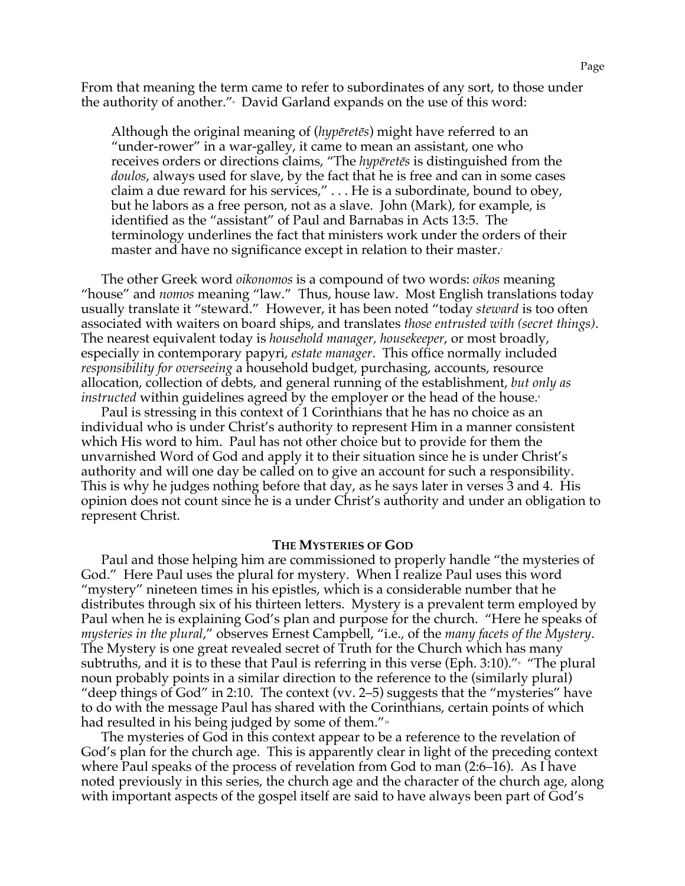From that meaning the term came to refer to subordinates of any sort, to those under the authority of another."[6] David Garland expands on the use of this word:

> Although the original meaning of (*hypēretēs*) might have referred to an "under-rower" in a war-galley, it came to mean an assistant, one who receives orders or directions claims, "The *hypēretēs* is distinguished from the *doulos*, always used for slave, by the fact that he is free and can in some cases claim a due reward for his services," . . . He is a subordinate, bound to obey, but he labors as a free person, not as a slave. John (Mark), for example, is identified as the "assistant" of Paul and Barnabas in Acts 13:5. The terminology underlines the fact that ministers work under the orders of their master and have no significance except in relation to their master.[7]

The other Greek word *oikonomos* is a compound of two words: *oikos* meaning "house" and *nomos* meaning "law." Thus, house law. Most English translations today usually translate it "steward." However, it has been noted "today *steward* is too often associated with waiters on board ships, and translates *those entrusted with (secret things)*. The nearest equivalent today is *household manager, housekeeper*, or most broadly, especially in contemporary papyri, *estate manager*. This office normally included *responsibility for overseeing* a household budget, purchasing, accounts, resource allocation, collection of debts, and general running of the establishment, *but only as instructed* within guidelines agreed by the employer or the head of the house.[8]

Paul is stressing in this context of 1 Corinthians that he has no choice as an individual who is under Christ's authority to represent Him in a manner consistent which His word to him. Paul has not other choice but to provide for them the unvarnished Word of God and apply it to their situation since he is under Christ's authority and will one day be called on to give an account for such a responsibility. This is why he judges nothing before that day, as he says later in verses 3 and 4. His opinion does not count since he is a under Christ's authority and under an obligation to represent Christ.

**THE MYSTERIES OF GOD**

Paul and those helping him are commissioned to properly handle "the mysteries of God." Here Paul uses the plural for mystery. When I realize Paul uses this word "mystery" nineteen times in his epistles, which is a considerable number that he distributes through six of his thirteen letters. Mystery is a prevalent term employed by Paul when he is explaining God's plan and purpose for the church. "Here he speaks of *mysteries in the plural*," observes Ernest Campbell, "i.e., of the *many facets of the Mystery*. The Mystery is one great revealed secret of Truth for the Church which has many subtruths, and it is to these that Paul is referring in this verse (Eph. 3:10)."[9] "The plural noun probably points in a similar direction to the reference to the (similarly plural) "deep things of God" in 2:10. The context (vv. 2–5) suggests that the "mysteries" have to do with the message Paul has shared with the Corinthians, certain points of which had resulted in his being judged by some of them."[10]

The mysteries of God in this context appear to be a reference to the revelation of God's plan for the church age. This is apparently clear in light of the preceding context where Paul speaks of the process of revelation from God to man (2:6–16). As I have noted previously in this series, the church age and the character of the church age, along with important aspects of the gospel itself are said to have always been part of God's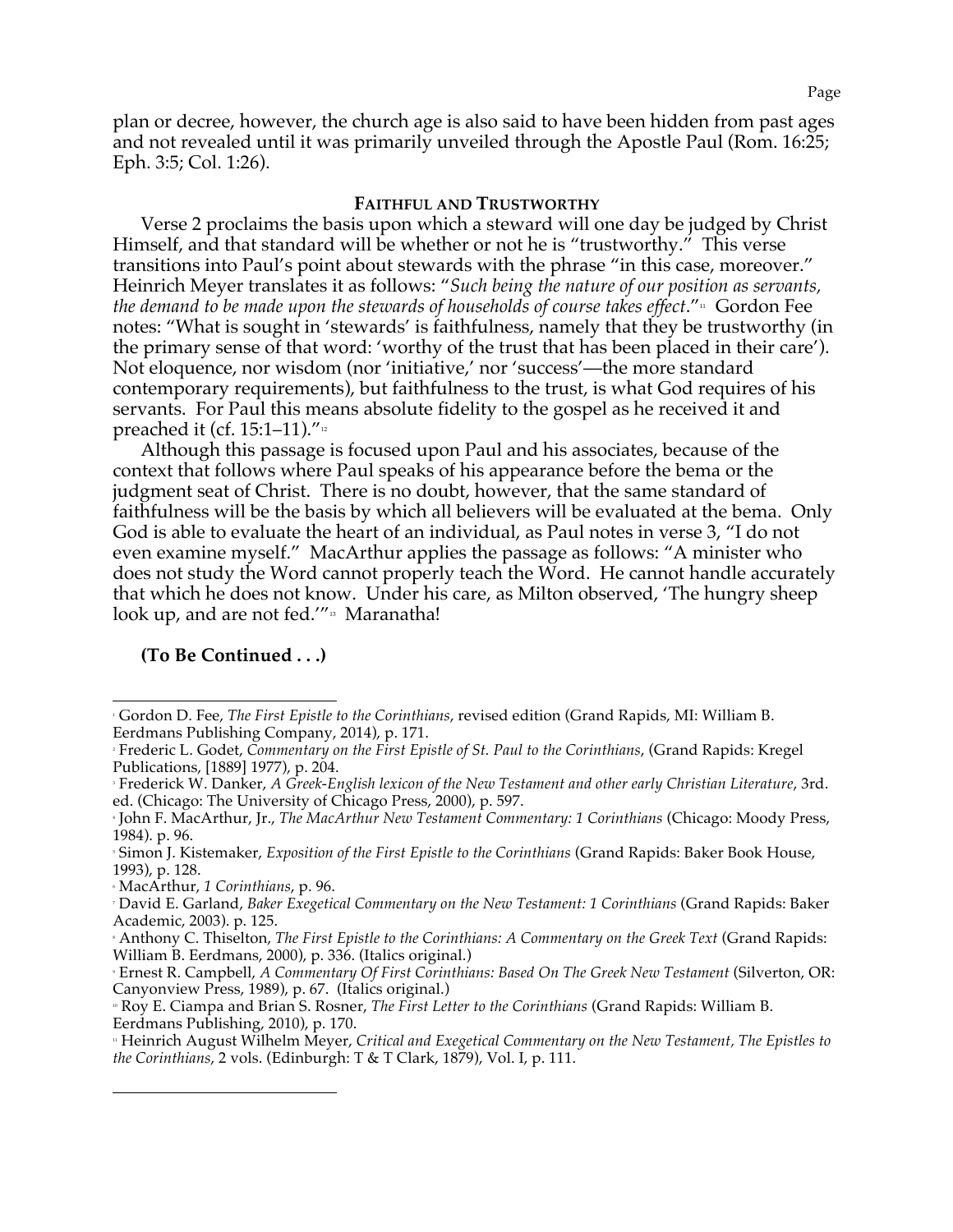plan or decree, however, the church age is also said to have been hidden from past ages and not revealed until it was primarily unveiled through the Apostle Paul (Rom. 16:25; Eph. 3:5; Col. 1:26).

### FAITHFUL AND TRUSTWORTHY

Verse 2 proclaims the basis upon which a steward will one day be judged by Christ Himself, and that standard will be whether or not he is "trustworthy." This verse transitions into Paul's point about stewards with the phrase "in this case, moreover." Heinrich Meyer translates it as follows: "*Such being the nature of our position as servants, the demand to be made upon the stewards of households of course takes effect*."[11] Gordon Fee notes: "What is sought in 'stewards' is faithfulness, namely that they be trustworthy (in the primary sense of that word: 'worthy of the trust that has been placed in their care'). Not eloquence, nor wisdom (nor 'initiative,' nor 'success'—the more standard contemporary requirements), but faithfulness to the trust, is what God requires of his servants. For Paul this means absolute fidelity to the gospel as he received it and preached it (cf. 15:1–11)."[12]

Although this passage is focused upon Paul and his associates, because of the context that follows where Paul speaks of his appearance before the bema or the judgment seat of Christ. There is no doubt, however, that the same standard of faithfulness will be the basis by which all believers will be evaluated at the bema. Only God is able to evaluate the heart of an individual, as Paul notes in verse 3, "I do not even examine myself." MacArthur applies the passage as follows: "A minister who does not study the Word cannot properly teach the Word. He cannot handle accurately that which he does not know. Under his care, as Milton observed, 'The hungry sheep look up, and are not fed.'"[13] Maranatha!

**(To Be Continued . . .)**

---

[1] Gordon D. Fee, *The First Epistle to the Corinthians*, revised edition (Grand Rapids, MI: William B. Eerdmans Publishing Company, 2014), p. 171.

[2] Frederic L. Godet, *Commentary on the First Epistle of St. Paul to the Corinthians*, (Grand Rapids: Kregel Publications, [1889] 1977), p. 204.

[3] Frederick W. Danker, *A Greek-English lexicon of the New Testament and other early Christian Literature*, 3rd. ed. (Chicago: The University of Chicago Press, 2000), p. 597.

[4] John F. MacArthur, Jr., *The MacArthur New Testament Commentary: 1 Corinthians* (Chicago: Moody Press, 1984). p. 96.

[5] Simon J. Kistemaker, *Exposition of the First Epistle to the Corinthians* (Grand Rapids: Baker Book House, 1993), p. 128.

[6] MacArthur, *1 Corinthians*, p. 96.

[7] David E. Garland, *Baker Exegetical Commentary on the New Testament: 1 Corinthians* (Grand Rapids: Baker Academic, 2003). p. 125.

[8] Anthony C. Thiselton, *The First Epistle to the Corinthians: A Commentary on the Greek Text* (Grand Rapids: William B. Eerdmans, 2000), p. 336. (Italics original.)

[9] Ernest R. Campbell, *A Commentary Of First Corinthians: Based On The Greek New Testament* (Silverton, OR: Canyonview Press, 1989), p. 67. (Italics original.)

[10] Roy E. Ciampa and Brian S. Rosner, *The First Letter to the Corinthians* (Grand Rapids: William B. Eerdmans Publishing, 2010), p. 170.

[11] Heinrich August Wilhelm Meyer, *Critical and Exegetical Commentary on the New Testament, The Epistles to the Corinthians*, 2 vols. (Edinburgh: T & T Clark, 1879), Vol. I, p. 111.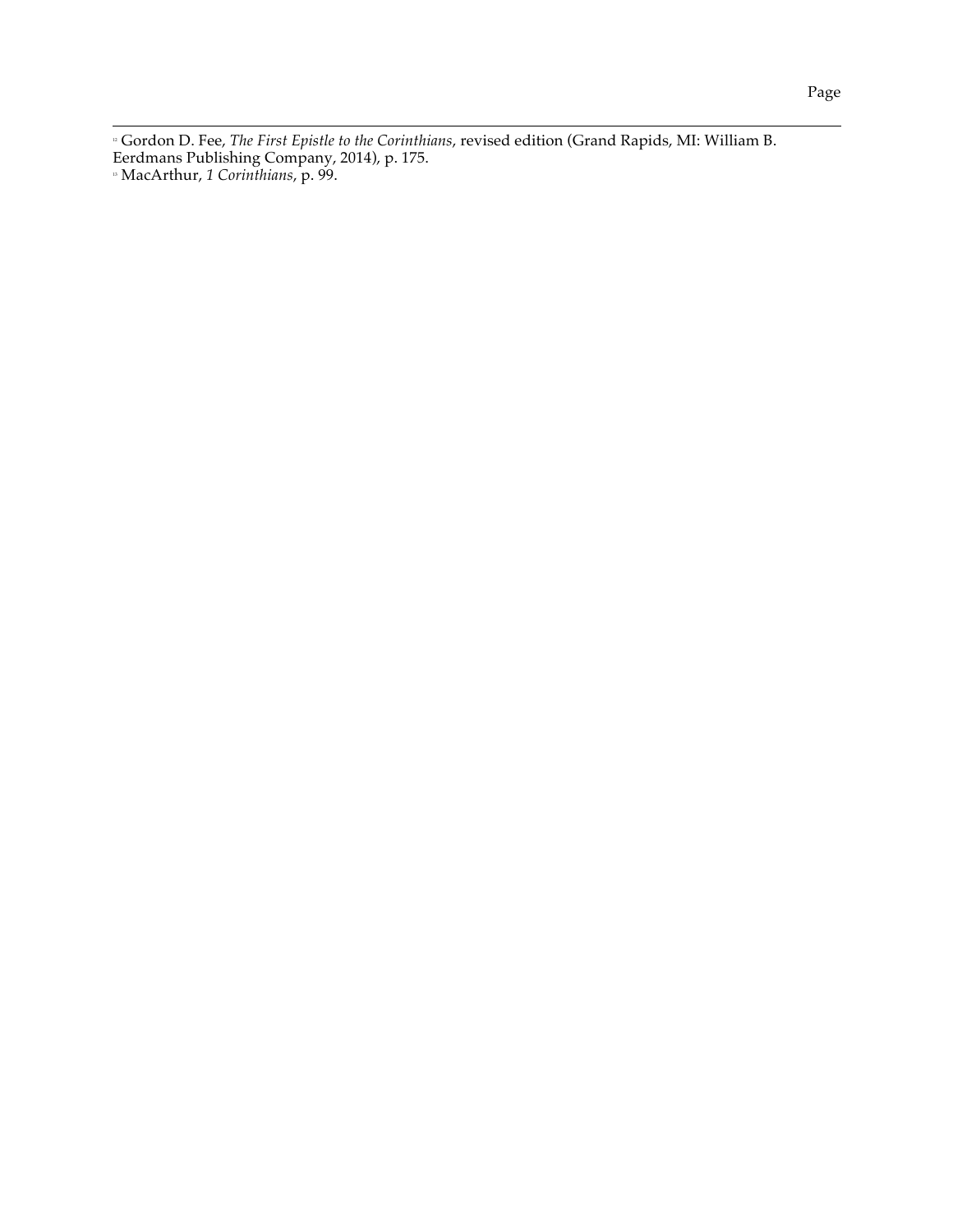[12] Gordon D. Fee, *The First Epistle to the Corinthians*, revised edition (Grand Rapids, MI: William B. Eerdmans Publishing Company, 2014), p. 175.

[13] MacArthur, *1 Corinthians*, p. 99.